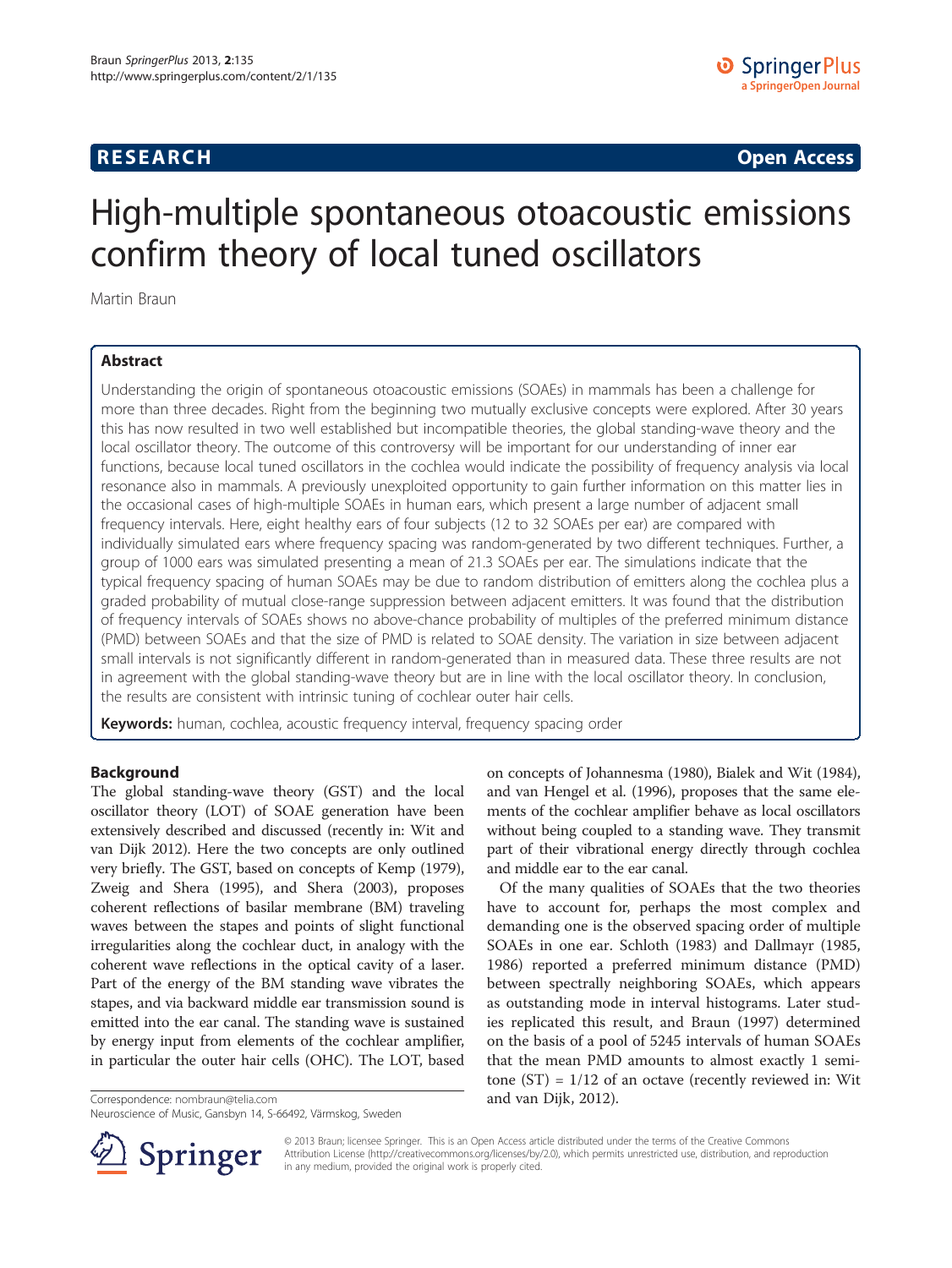**RESEARCH** **Open Access**

# High-multiple spontaneous otoacoustic emissions confirm theory of local tuned oscillators

Martin Braun

## Abstract

Understanding the origin of spontaneous otoacoustic emissions (SOAEs) in mammals has been a challenge for more than three decades. Right from the beginning two mutually exclusive concepts were explored. After 30 years this has now resulted in two well established but incompatible theories, the global standing-wave theory and the local oscillator theory. The outcome of this controversy will be important for our understanding of inner ear functions, because local tuned oscillators in the cochlea would indicate the possibility of frequency analysis via local resonance also in mammals. A previously unexploited opportunity to gain further information on this matter lies in the occasional cases of high-multiple SOAEs in human ears, which present a large number of adjacent small frequency intervals. Here, eight healthy ears of four subjects (12 to 32 SOAEs per ear) are compared with individually simulated ears where frequency spacing was random-generated by two different techniques. Further, a group of 1000 ears was simulated presenting a mean of 21.3 SOAEs per ear. The simulations indicate that the typical frequency spacing of human SOAEs may be due to random distribution of emitters along the cochlea plus a graded probability of mutual close-range suppression between adjacent emitters. It was found that the distribution of frequency intervals of SOAEs shows no above-chance probability of multiples of the preferred minimum distance (PMD) between SOAEs and that the size of PMD is related to SOAE density. The variation in size between adjacent small intervals is not significantly different in random-generated than in measured data. These three results are not in agreement with the global standing-wave theory but are in line with the local oscillator theory. In conclusion, the results are consistent with intrinsic tuning of cochlear outer hair cells.

**Keywords:** human, cochlea, acoustic frequency interval, frequency spacing order

## Background

The global standing-wave theory (GST) and the local oscillator theory (LOT) of SOAE generation have been extensively described and discussed (recently in: Wit and van Dijk 2012). Here the two concepts are only outlined very briefly. The GST, based on concepts of Kemp (1979), Zweig and Shera (1995), and Shera (2003), proposes coherent reflections of basilar membrane (BM) traveling waves between the stapes and points of slight functional irregularities along the cochlear duct, in analogy with the coherent wave reflections in the optical cavity of a laser. Part of the energy of the BM standing wave vibrates the stapes, and via backward middle ear transmission sound is emitted into the ear canal. The standing wave is sustained by energy input from elements of the cochlear amplifier, in particular the outer hair cells (OHC). The LOT, based on concepts of Johannesma (1980), Bialek and Wit (1984), and van Hengel et al. (1996), proposes that the same elements of the cochlear amplifier behave as local oscillators without being coupled to a standing wave. They transmit part of their vibrational energy directly through cochlea and middle ear to the ear canal.

Of the many qualities of SOAEs that the two theories have to account for, perhaps the most complex and demanding one is the observed spacing order of multiple SOAEs in one ear. Schloth (1983) and Dallmayr (1985, 1986) reported a preferred minimum distance (PMD) between spectrally neighboring SOAEs, which appears as outstanding mode in interval histograms. Later studies replicated this result, and Braun (1997) determined on the basis of a pool of 5245 intervals of human SOAEs that the mean PMD amounts to almost exactly 1 semitone (ST) = 1/12 of an octave (recently reviewed in: Wit and van Dijk, 2012).

Correspondence: nombraun@telia.com
Neuroscience of Music, Gansbyn 14, S-66492, Värmskog, Sweden

© 2013 Braun; licensee Springer. This is an Open Access article distributed under the terms of the Creative Commons Attribution License (http://creativecommons.org/licenses/by/2.0), which permits unrestricted use, distribution, and reproduction in any medium, provided the original work is properly cited.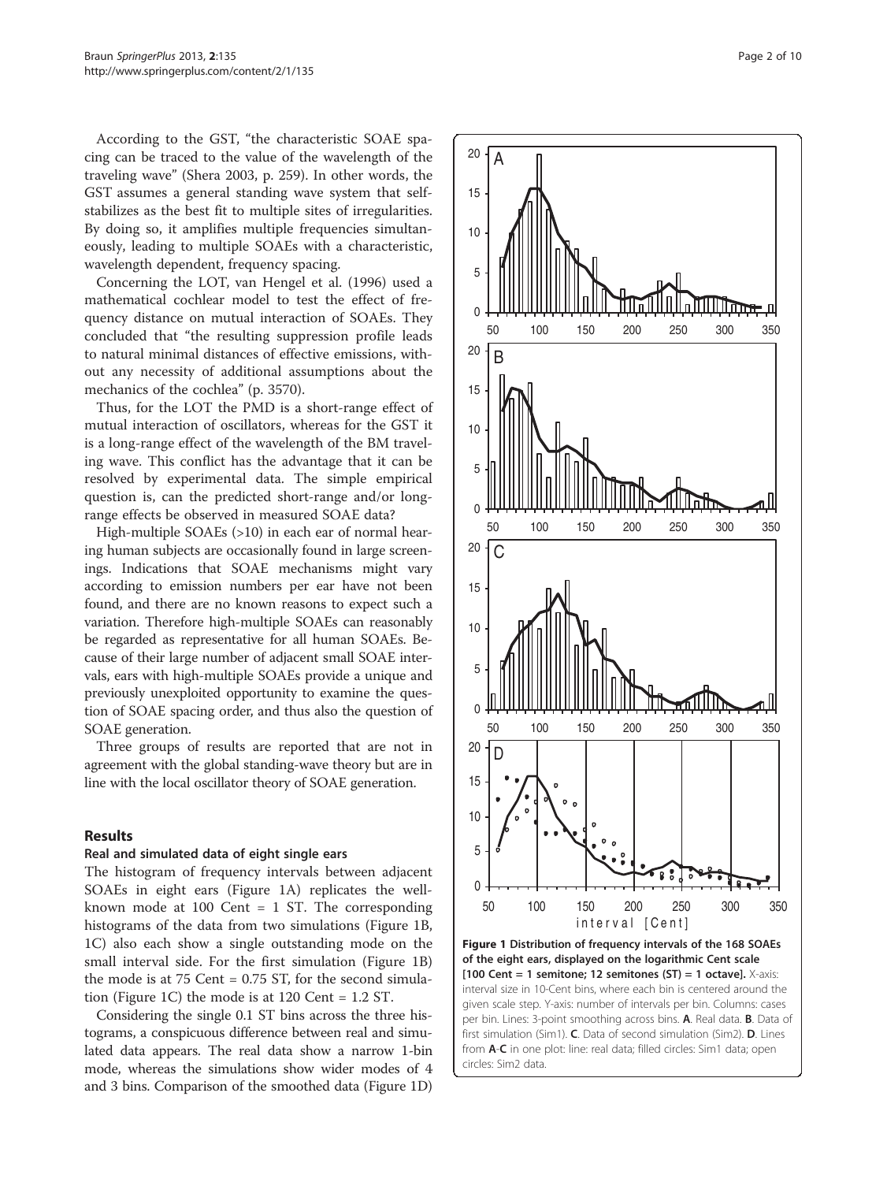According to the GST, "the characteristic SOAE spacing can be traced to the value of the wavelength of the traveling wave" (Shera 2003, p. 259). In other words, the GST assumes a general standing wave system that self-stabilizes as the best fit to multiple sites of irregularities. By doing so, it amplifies multiple frequencies simultaneously, leading to multiple SOAEs with a characteristic, wavelength dependent, frequency spacing.

Concerning the LOT, van Hengel et al. (1996) used a mathematical cochlear model to test the effect of frequency distance on mutual interaction of SOAEs. They concluded that "the resulting suppression profile leads to natural minimal distances of effective emissions, without any necessity of additional assumptions about the mechanics of the cochlea" (p. 3570).

Thus, for the LOT the PMD is a short-range effect of mutual interaction of oscillators, whereas for the GST it is a long-range effect of the wavelength of the BM traveling wave. This conflict has the advantage that it can be resolved by experimental data. The simple empirical question is, can the predicted short-range and/or long-range effects be observed in measured SOAE data?

High-multiple SOAEs (>10) in each ear of normal hearing human subjects are occasionally found in large screenings. Indications that SOAE mechanisms might vary according to emission numbers per ear have not been found, and there are no known reasons to expect such a variation. Therefore high-multiple SOAEs can reasonably be regarded as representative for all human SOAEs. Because of their large number of adjacent small SOAE intervals, ears with high-multiple SOAEs provide a unique and previously unexploited opportunity to examine the question of SOAE spacing order, and thus also the question of SOAE generation.

Three groups of results are reported that are not in agreement with the global standing-wave theory but are in line with the local oscillator theory of SOAE generation.

## Results

### Real and simulated data of eight single ears

The histogram of frequency intervals between adjacent SOAEs in eight ears (Figure 1A) replicates the well-known mode at 100 Cent = 1 ST. The corresponding histograms of the data from two simulations (Figure 1B, 1C) also each show a single outstanding mode on the small interval side. For the first simulation (Figure 1B) the mode is at 75 Cent = 0.75 ST, for the second simulation (Figure 1C) the mode is at 120 Cent = 1.2 ST.

Considering the single 0.1 ST bins across the three histograms, a conspicuous difference between real and simulated data appears. The real data show a narrow 1-bin mode, whereas the simulations show wider modes of 4 and 3 bins. Comparison of the smoothed data (Figure 1D)

**Figure 1 Distribution of frequency intervals of the 168 SOAEs of the eight ears, displayed on the logarithmic Cent scale [100 Cent = 1 semitone; 12 semitones (ST) = 1 octave].** X-axis: interval size in 10-Cent bins, where each bin is centered around the given scale step. Y-axis: number of intervals per bin. Columns: cases per bin. Lines: 3-point smoothing across bins. **A**. Real data. **B**. Data of first simulation (Sim1). **C**. Data of second simulation (Sim2). **D**. Lines from **A**-**C** in one plot: line: real data; filled circles: Sim1 data; open circles: Sim2 data.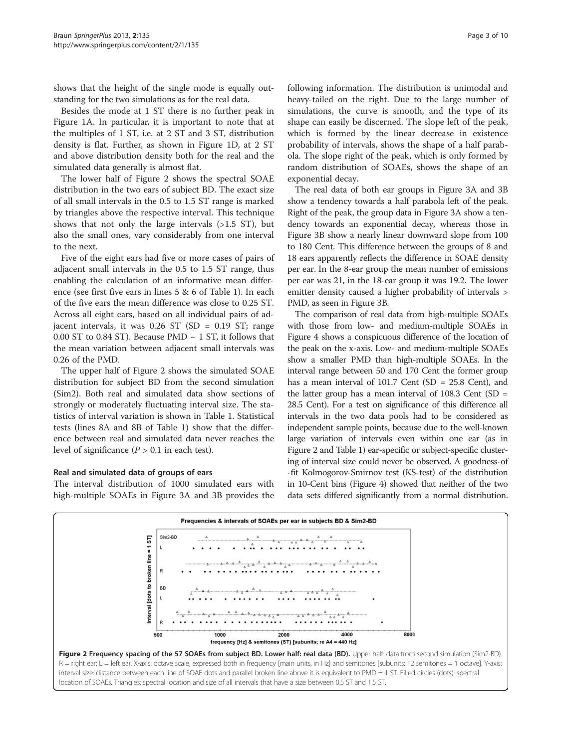shows that the height of the single mode is equally outstanding for the two simulations as for the real data.

Besides the mode at 1 ST there is no further peak in Figure 1A. In particular, it is important to note that at the multiples of 1 ST, i.e. at 2 ST and 3 ST, distribution density is flat. Further, as shown in Figure 1D, at 2 ST and above distribution density both for the real and the simulated data generally is almost flat.

The lower half of Figure 2 shows the spectral SOAE distribution in the two ears of subject BD. The exact size of all small intervals in the 0.5 to 1.5 ST range is marked by triangles above the respective interval. This technique shows that not only the large intervals (>1.5 ST), but also the small ones, vary considerably from one interval to the next.

Five of the eight ears had five or more cases of pairs of adjacent small intervals in the 0.5 to 1.5 ST range, thus enabling the calculation of an informative mean difference (see first five ears in lines 5 & 6 of Table 1). In each of the five ears the mean difference was close to 0.25 ST. Across all eight ears, based on all individual pairs of adjacent intervals, it was 0.26 ST (SD = 0.19 ST; range 0.00 ST to 0.84 ST). Because PMD ~ 1 ST, it follows that the mean variation between adjacent small intervals was 0.26 of the PMD.

The upper half of Figure 2 shows the simulated SOAE distribution for subject BD from the second simulation (Sim2). Both real and simulated data show sections of strongly or moderately fluctuating interval size. The statistics of interval variation is shown in Table 1. Statistical tests (lines 8A and 8B of Table 1) show that the difference between real and simulated data never reaches the level of significance ($P > 0.1$ in each test).

### Real and simulated data of groups of ears

The interval distribution of 1000 simulated ears with high-multiple SOAEs in Figure 3A and 3B provides the following information. The distribution is unimodal and heavy-tailed on the right. Due to the large number of simulations, the curve is smooth, and the type of its shape can easily be discerned. The slope left of the peak, which is formed by the linear decrease in existence probability of intervals, shows the shape of a half parabola. The slope right of the peak, which is only formed by random distribution of SOAEs, shows the shape of an exponential decay.

The real data of both ear groups in Figure 3A and 3B show a tendency towards a half parabola left of the peak. Right of the peak, the group data in Figure 3A show a tendency towards an exponential decay, whereas those in Figure 3B show a nearly linear downward slope from 100 to 180 Cent. This difference between the groups of 8 and 18 ears apparently reflects the difference in SOAE density per ear. In the 8-ear group the mean number of emissions per ear was 21, in the 18-ear group it was 19.2. The lower emitter density caused a higher probability of intervals > PMD, as seen in Figure 3B.

The comparison of real data from high-multiple SOAEs with those from low- and medium-multiple SOAEs in Figure 4 shows a conspicuous difference of the location of the peak on the x-axis. Low- and medium-multiple SOAEs show a smaller PMD than high-multiple SOAEs. In the interval range between 50 and 170 Cent the former group has a mean interval of 101.7 Cent (SD = 25.8 Cent), and the latter group has a mean interval of 108.3 Cent (SD = 28.5 Cent). For a test on significance of this difference all intervals in the two data pools had to be considered as independent sample points, because due to the well-known large variation of intervals even within one ear (as in Figure 2 and Table 1) ear-specific or subject-specific clustering of interval size could never be observed. A goodness-of -fit Kolmogorov-Smirnov test (KS-test) of the distribution in 10-Cent bins (Figure 4) showed that neither of the two data sets differed significantly from a normal distribution.

**Figure 2 Frequency spacing of the 57 SOAEs from subject BD. Lower half: real data (BD).** Upper half: data from second simulation (Sim2-BD). R = right ear; L = left ear. X-axis: octave scale, expressed both in frequency [main units, in Hz] and semitones [subunits: 12 semitones = 1 octave]. Y-axis: interval size: distance between each line of SOAE dots and parallel broken line above it is equivalent to PMD = 1 ST. Filled circles (dots): spectral location of SOAEs. Triangles: spectral location and size of all intervals that have a size between 0.5 ST and 1.5 ST.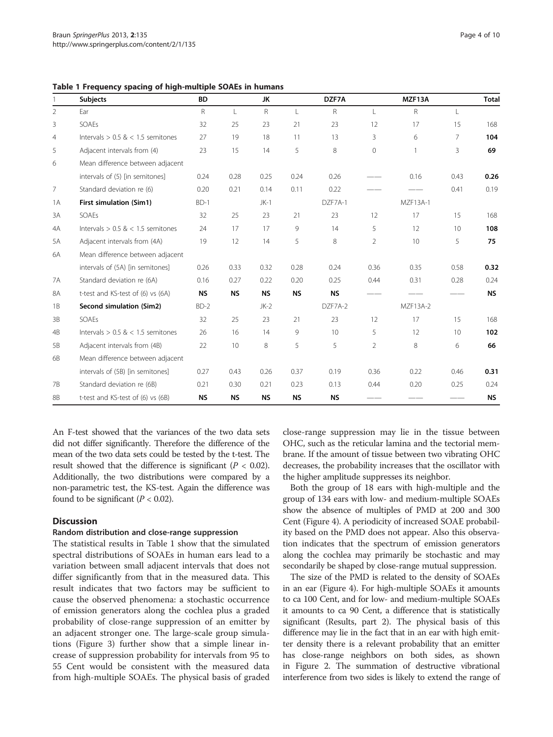**Table 1 Frequency spacing of high-multiple SOAEs in humans**

| 1 | Subjects | BD | | JK | | DZF7A | | MZF13A | | Total |
|---|---|---|---|---|---|---|---|---|---|---|
| 2 | Ear | R | L | R | L | R | L | R | L | |
| 3 | SOAEs | 32 | 25 | 23 | 21 | 23 | 12 | 17 | 15 | 168 |
| 4 | Intervals > 0.5 & < 1.5 semitones | 27 | 19 | 18 | 11 | 13 | 3 | 6 | 7 | **104** |
| 5 | Adjacent intervals from (4) | 23 | 15 | 14 | 5 | 8 | 0 | 1 | 3 | **69** |
| 6 | Mean difference between adjacent intervals of (5) [in semitones] | 0.24 | 0.28 | 0.25 | 0.24 | 0.26 | —— | 0.16 | 0.43 | **0.26** |
| 7 | Standard deviation re (6) | 0.20 | 0.21 | 0.14 | 0.11 | 0.22 | —— | —— | 0.41 | 0.19 |
| 1A | **First simulation (Sim1)** | BD-1 | | JK-1 | | DZF7A-1 | | MZF13A-1 | | |
| 3A | SOAEs | 32 | 25 | 23 | 21 | 23 | 12 | 17 | 15 | 168 |
| 4A | Intervals > 0.5 & < 1.5 semitones | 24 | 17 | 17 | 9 | 14 | 5 | 12 | 10 | **108** |
| 5A | Adjacent intervals from (4A) | 19 | 12 | 14 | 5 | 8 | 2 | 10 | 5 | **75** |
| 6A | Mean difference between adjacent intervals of (5A) [in semitones] | 0.26 | 0.33 | 0.32 | 0.28 | 0.24 | 0.36 | 0.35 | 0.58 | **0.32** |
| 7A | Standard deviation re (6A) | 0.16 | 0.27 | 0.22 | 0.20 | 0.25 | 0.44 | 0.31 | 0.28 | 0.24 |
| 8A | t-test and KS-test of (6) vs (6A) | **NS** | **NS** | **NS** | **NS** | **NS** | —— | —— | —— | **NS** |
| 1B | **Second simulation (Sim2)** | BD-2 | | JK-2 | | DZF7A-2 | | MZF13A-2 | | |
| 3B | SOAEs | 32 | 25 | 23 | 21 | 23 | 12 | 17 | 15 | 168 |
| 4B | Intervals > 0.5 & < 1.5 semitones | 26 | 16 | 14 | 9 | 10 | 5 | 12 | 10 | **102** |
| 5B | Adjacent intervals from (4B) | 22 | 10 | 8 | 5 | 5 | 2 | 8 | 6 | **66** |
| 6B | Mean difference between adjacent intervals of (5B) [in semitones] | 0.27 | 0.43 | 0.26 | 0.37 | 0.19 | 0.36 | 0.22 | 0.46 | **0.31** |
| 7B | Standard deviation re (6B) | 0.21 | 0.30 | 0.21 | 0.23 | 0.13 | 0.44 | 0.20 | 0.25 | 0.24 |
| 8B | t-test and KS-test of (6) vs (6B) | **NS** | **NS** | **NS** | **NS** | **NS** | —— | —— | —— | **NS** |

An F-test showed that the variances of the two data sets did not differ significantly. Therefore the difference of the mean of the two data sets could be tested by the t-test. The result showed that the difference is significant ($P < 0.02$). Additionally, the two distributions were compared by a non-parametric test, the KS-test. Again the difference was found to be significant ($P < 0.02$).

## Discussion

### Random distribution and close-range suppression

The statistical results in Table 1 show that the simulated spectral distributions of SOAEs in human ears lead to a variation between small adjacent intervals that does not differ significantly from that in the measured data. This result indicates that two factors may be sufficient to cause the observed phenomena: a stochastic occurrence of emission generators along the cochlea plus a graded probability of close-range suppression of an emitter by an adjacent stronger one. The large-scale group simulations (Figure 3) further show that a simple linear increase of suppression probability for intervals from 95 to 55 Cent would be consistent with the measured data from high-multiple SOAEs. The physical basis of graded close-range suppression may lie in the tissue between OHC, such as the reticular lamina and the tectorial membrane. If the amount of tissue between two vibrating OHC decreases, the probability increases that the oscillator with the higher amplitude suppresses its neighbor.

Both the group of 18 ears with high-multiple and the group of 134 ears with low- and medium-multiple SOAEs show the absence of multiples of PMD at 200 and 300 Cent (Figure 4). A periodicity of increased SOAE probability based on the PMD does not appear. Also this observation indicates that the spectrum of emission generators along the cochlea may primarily be stochastic and may secondarily be shaped by close-range mutual suppression.

The size of the PMD is related to the density of SOAEs in an ear (Figure 4). For high-multiple SOAEs it amounts to ca 100 Cent, and for low- and medium-multiple SOAEs it amounts to ca 90 Cent, a difference that is statistically significant (Results, part 2). The physical basis of this difference may lie in the fact that in an ear with high emitter density there is a relevant probability that an emitter has close-range neighbors on both sides, as shown in Figure 2. The summation of destructive vibrational interference from two sides is likely to extend the range of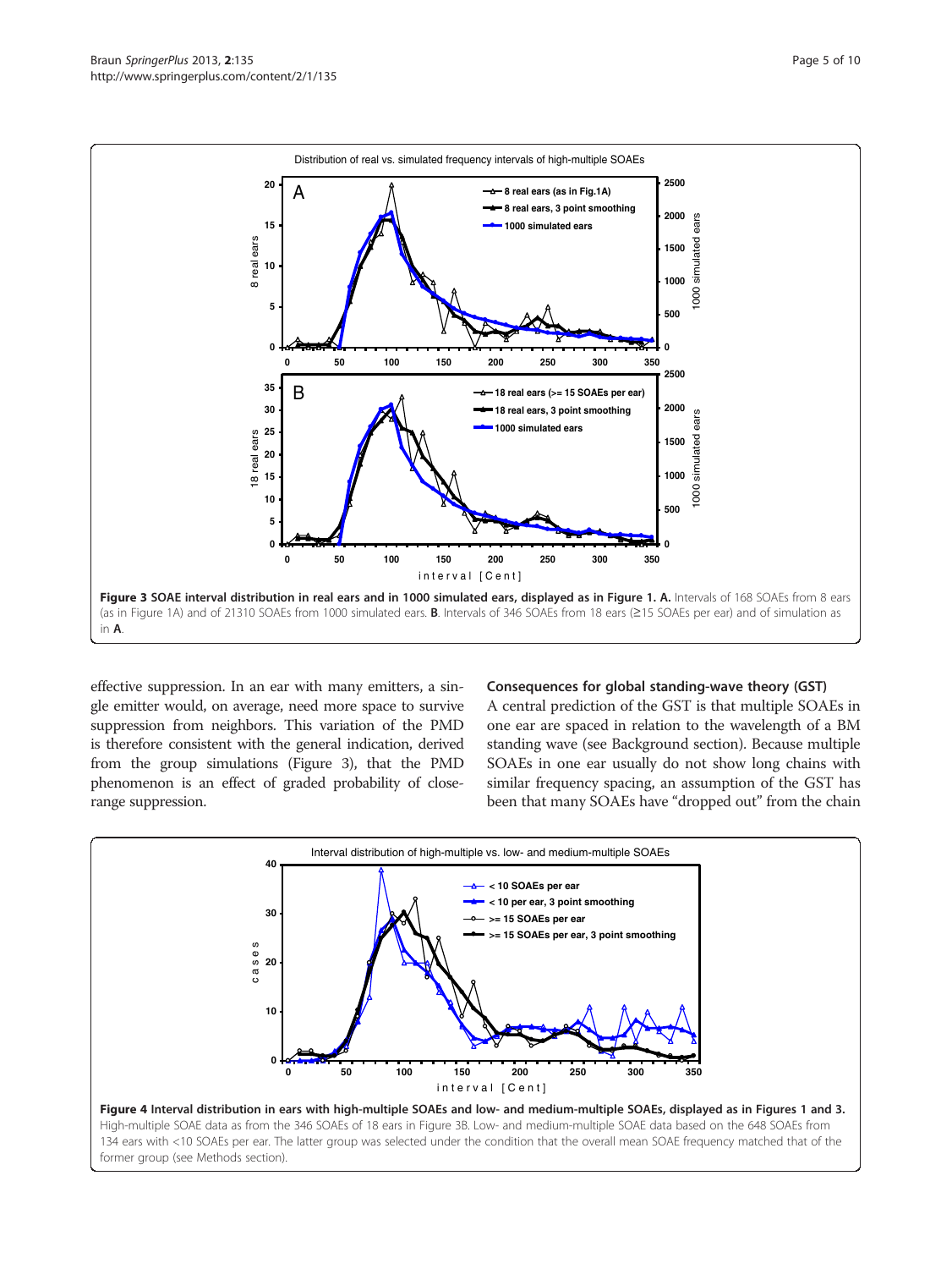Figure 3 SOAE interval distribution in real ears and in 1000 simulated ears, displayed as in Figure 1. A. Intervals of 168 SOAEs from 8 ears (as in Figure 1A) and of 21310 SOAEs from 1000 simulated ears. B. Intervals of 346 SOAEs from 18 ears (≥15 SOAEs per ear) and of simulation as in A.

effective suppression. In an ear with many emitters, a single emitter would, on average, need more space to survive suppression from neighbors. This variation of the PMD is therefore consistent with the general indication, derived from the group simulations (Figure 3), that the PMD phenomenon is an effect of graded probability of close-range suppression.

### Consequences for global standing-wave theory (GST)

A central prediction of the GST is that multiple SOAEs in one ear are spaced in relation to the wavelength of a BM standing wave (see Background section). Because multiple SOAEs in one ear usually do not show long chains with similar frequency spacing, an assumption of the GST has been that many SOAEs have "dropped out" from the chain

Figure 4 Interval distribution in ears with high-multiple SOAEs and low- and medium-multiple SOAEs, displayed as in Figures 1 and 3. High-multiple SOAE data as from the 346 SOAEs of 18 ears in Figure 3B. Low- and medium-multiple SOAE data based on the 648 SOAEs from 134 ears with <10 SOAEs per ear. The latter group was selected under the condition that the overall mean SOAE frequency matched that of the former group (see Methods section).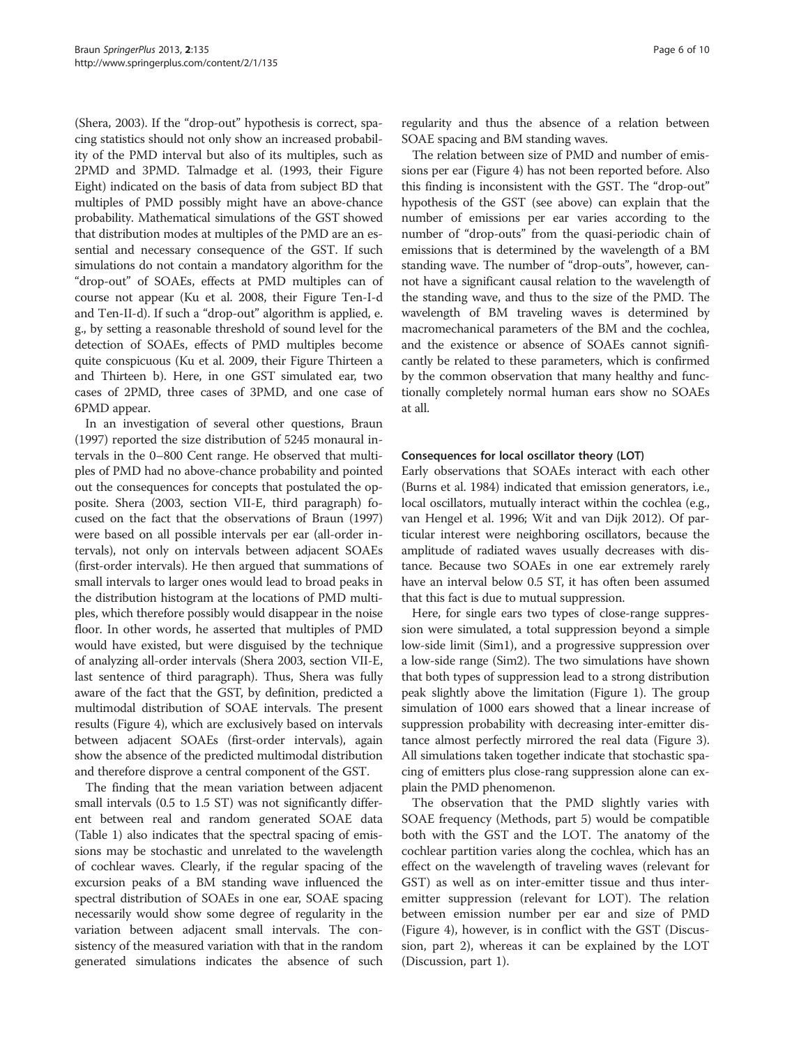(Shera, 2003). If the "drop-out" hypothesis is correct, spacing statistics should not only show an increased probability of the PMD interval but also of its multiples, such as 2PMD and 3PMD. Talmadge et al. (1993, their Figure Eight) indicated on the basis of data from subject BD that multiples of PMD possibly might have an above-chance probability. Mathematical simulations of the GST showed that distribution modes at multiples of the PMD are an essential and necessary consequence of the GST. If such simulations do not contain a mandatory algorithm for the "drop-out" of SOAEs, effects at PMD multiples can of course not appear (Ku et al. 2008, their Figure Ten-I-d and Ten-II-d). If such a "drop-out" algorithm is applied, e. g., by setting a reasonable threshold of sound level for the detection of SOAEs, effects of PMD multiples become quite conspicuous (Ku et al. 2009, their Figure Thirteen a and Thirteen b). Here, in one GST simulated ear, two cases of 2PMD, three cases of 3PMD, and one case of 6PMD appear.

In an investigation of several other questions, Braun (1997) reported the size distribution of 5245 monaural intervals in the 0–800 Cent range. He observed that multiples of PMD had no above-chance probability and pointed out the consequences for concepts that postulated the opposite. Shera (2003, section VII-E, third paragraph) focused on the fact that the observations of Braun (1997) were based on all possible intervals per ear (all-order intervals), not only on intervals between adjacent SOAEs (first-order intervals). He then argued that summations of small intervals to larger ones would lead to broad peaks in the distribution histogram at the locations of PMD multiples, which therefore possibly would disappear in the noise floor. In other words, he asserted that multiples of PMD would have existed, but were disguised by the technique of analyzing all-order intervals (Shera 2003, section VII-E, last sentence of third paragraph). Thus, Shera was fully aware of the fact that the GST, by definition, predicted a multimodal distribution of SOAE intervals. The present results (Figure 4), which are exclusively based on intervals between adjacent SOAEs (first-order intervals), again show the absence of the predicted multimodal distribution and therefore disprove a central component of the GST.

The finding that the mean variation between adjacent small intervals (0.5 to 1.5 ST) was not significantly different between real and random generated SOAE data (Table 1) also indicates that the spectral spacing of emissions may be stochastic and unrelated to the wavelength of cochlear waves. Clearly, if the regular spacing of the excursion peaks of a BM standing wave influenced the spectral distribution of SOAEs in one ear, SOAE spacing necessarily would show some degree of regularity in the variation between adjacent small intervals. The consistency of the measured variation with that in the random generated simulations indicates the absence of such regularity and thus the absence of a relation between SOAE spacing and BM standing waves.

The relation between size of PMD and number of emissions per ear (Figure 4) has not been reported before. Also this finding is inconsistent with the GST. The "drop-out" hypothesis of the GST (see above) can explain that the number of emissions per ear varies according to the number of "drop-outs" from the quasi-periodic chain of emissions that is determined by the wavelength of a BM standing wave. The number of "drop-outs", however, cannot have a significant causal relation to the wavelength of the standing wave, and thus to the size of the PMD. The wavelength of BM traveling waves is determined by macromechanical parameters of the BM and the cochlea, and the existence or absence of SOAEs cannot significantly be related to these parameters, which is confirmed by the common observation that many healthy and functionally completely normal human ears show no SOAEs at all.

#### Consequences for local oscillator theory (LOT)

Early observations that SOAEs interact with each other (Burns et al. 1984) indicated that emission generators, i.e., local oscillators, mutually interact within the cochlea (e.g., van Hengel et al. 1996; Wit and van Dijk 2012). Of particular interest were neighboring oscillators, because the amplitude of radiated waves usually decreases with distance. Because two SOAEs in one ear extremely rarely have an interval below 0.5 ST, it has often been assumed that this fact is due to mutual suppression.

Here, for single ears two types of close-range suppression were simulated, a total suppression beyond a simple low-side limit (Sim1), and a progressive suppression over a low-side range (Sim2). The two simulations have shown that both types of suppression lead to a strong distribution peak slightly above the limitation (Figure 1). The group simulation of 1000 ears showed that a linear increase of suppression probability with decreasing inter-emitter distance almost perfectly mirrored the real data (Figure 3). All simulations taken together indicate that stochastic spacing of emitters plus close-rang suppression alone can explain the PMD phenomenon.

The observation that the PMD slightly varies with SOAE frequency (Methods, part 5) would be compatible both with the GST and the LOT. The anatomy of the cochlear partition varies along the cochlea, which has an effect on the wavelength of traveling waves (relevant for GST) as well as on inter-emitter tissue and thus inter-emitter suppression (relevant for LOT). The relation between emission number per ear and size of PMD (Figure 4), however, is in conflict with the GST (Discussion, part 2), whereas it can be explained by the LOT (Discussion, part 1).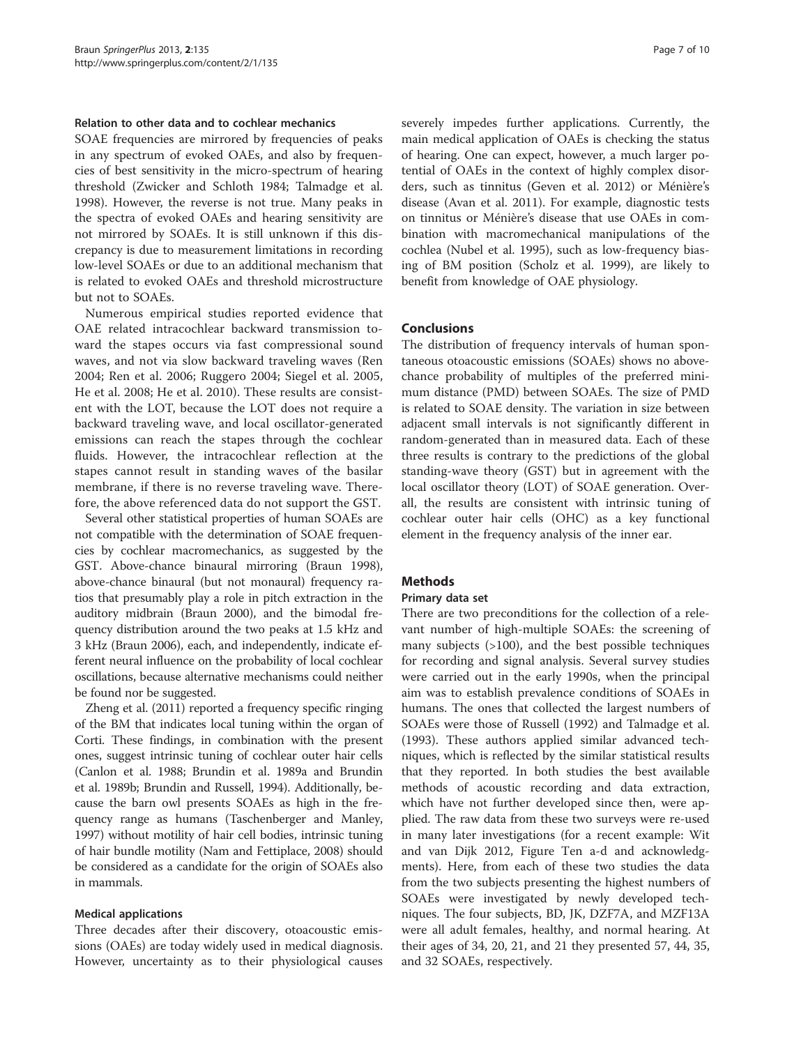### Relation to other data and to cochlear mechanics

SOAE frequencies are mirrored by frequencies of peaks in any spectrum of evoked OAEs, and also by frequencies of best sensitivity in the micro-spectrum of hearing threshold (Zwicker and Schloth 1984; Talmadge et al. 1998). However, the reverse is not true. Many peaks in the spectra of evoked OAEs are not mirrored by SOAEs. It is still unknown if this discrepancy is due to measurement limitations in recording low-level SOAEs or due to an additional mechanism that is related to evoked OAEs and threshold microstructure but not to SOAEs.

Numerous empirical studies reported evidence that OAE related intracochlear backward transmission toward the stapes occurs via fast compressional sound waves, and not via slow backward traveling waves (Ren 2004; Ren et al. 2006; Ruggero 2004; Siegel et al. 2005, He et al. 2008; He et al. 2010). These results are consistent with the LOT, because the LOT does not require a backward traveling wave, and local oscillator-generated emissions can reach the stapes through the cochlear fluids. However, the intracochlear reflection at the stapes cannot result in standing waves of the basilar membrane, if there is no reverse traveling wave. Therefore, the above referenced data do not support the GST.

Several other statistical properties of human SOAEs are not compatible with the determination of SOAE frequencies by cochlear macromechanics, as suggested by the GST. Above-chance binaural mirroring (Braun 1998), above-chance binaural (but not monaural) frequency ratios that presumably play a role in pitch extraction in the auditory midbrain (Braun 2000), and the bimodal frequency distribution around the two peaks at 1.5 kHz and 3 kHz (Braun 2006), each, and independently, indicate efferent neural influence on the probability of local cochlear oscillations, because alternative mechanisms could neither be found nor be suggested.

Zheng et al. (2011) reported a frequency specific ringing of the BM that indicates local tuning within the organ of Corti. These findings, in combination with the present ones, suggest intrinsic tuning of cochlear outer hair cells (Canlon et al. 1988; Brundin et al. 1989a and Brundin et al. 1989b; Brundin and Russell, 1994). Additionally, because the barn owl presents SOAEs as high in the frequency range as humans (Taschenberger and Manley, 1997) without motility of hair cell bodies, intrinsic tuning of hair bundle motility (Nam and Fettiplace, 2008) should be considered as a candidate for the origin of SOAEs also in mammals.

### Medical applications

Three decades after their discovery, otoacoustic emissions (OAEs) are today widely used in medical diagnosis. However, uncertainty as to their physiological causes severely impedes further applications. Currently, the main medical application of OAEs is checking the status of hearing. One can expect, however, a much larger potential of OAEs in the context of highly complex disorders, such as tinnitus (Geven et al. 2012) or Ménière's disease (Avan et al. 2011). For example, diagnostic tests on tinnitus or Ménière's disease that use OAEs in combination with macromechanical manipulations of the cochlea (Nubel et al. 1995), such as low-frequency biasing of BM position (Scholz et al. 1999), are likely to benefit from knowledge of OAE physiology.

## Conclusions

The distribution of frequency intervals of human spontaneous otoacoustic emissions (SOAEs) shows no above-chance probability of multiples of the preferred minimum distance (PMD) between SOAEs. The size of PMD is related to SOAE density. The variation in size between adjacent small intervals is not significantly different in random-generated than in measured data. Each of these three results is contrary to the predictions of the global standing-wave theory (GST) but in agreement with the local oscillator theory (LOT) of SOAE generation. Overall, the results are consistent with intrinsic tuning of cochlear outer hair cells (OHC) as a key functional element in the frequency analysis of the inner ear.

## Methods

### Primary data set

There are two preconditions for the collection of a relevant number of high-multiple SOAEs: the screening of many subjects (>100), and the best possible techniques for recording and signal analysis. Several survey studies were carried out in the early 1990s, when the principal aim was to establish prevalence conditions of SOAEs in humans. The ones that collected the largest numbers of SOAEs were those of Russell (1992) and Talmadge et al. (1993). These authors applied similar advanced techniques, which is reflected by the similar statistical results that they reported. In both studies the best available methods of acoustic recording and data extraction, which have not further developed since then, were applied. The raw data from these two surveys were re-used in many later investigations (for a recent example: Wit and van Dijk 2012, Figure Ten a-d and acknowledgments). Here, from each of these two studies the data from the two subjects presenting the highest numbers of SOAEs were investigated by newly developed techniques. The four subjects, BD, JK, DZF7A, and MZF13A were all adult females, healthy, and normal hearing. At their ages of 34, 20, 21, and 21 they presented 57, 44, 35, and 32 SOAEs, respectively.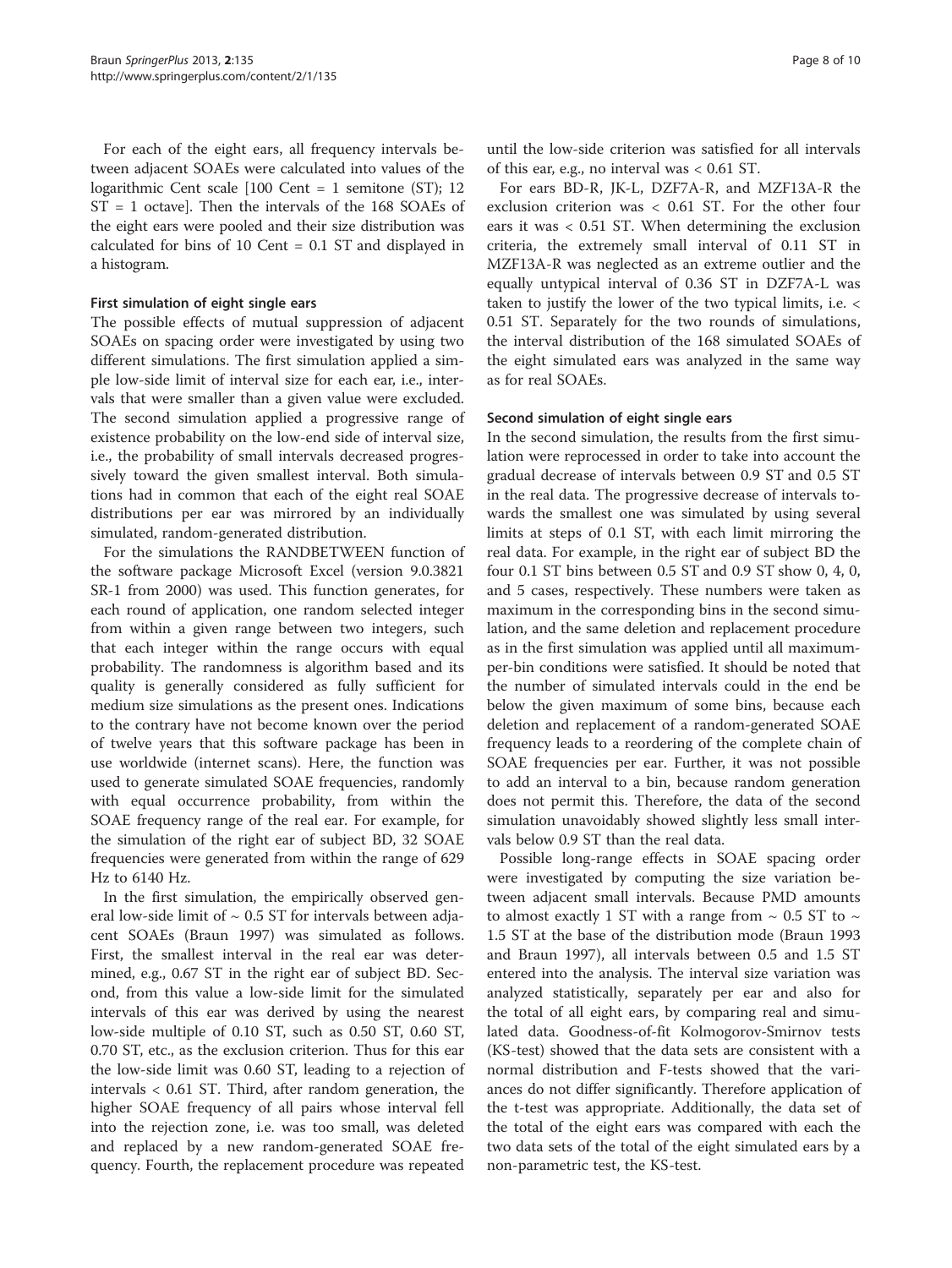For each of the eight ears, all frequency intervals between adjacent SOAEs were calculated into values of the logarithmic Cent scale [100 Cent = 1 semitone (ST); 12 ST = 1 octave]. Then the intervals of the 168 SOAEs of the eight ears were pooled and their size distribution was calculated for bins of 10 Cent = 0.1 ST and displayed in a histogram.

#### First simulation of eight single ears

The possible effects of mutual suppression of adjacent SOAEs on spacing order were investigated by using two different simulations. The first simulation applied a simple low-side limit of interval size for each ear, i.e., intervals that were smaller than a given value were excluded. The second simulation applied a progressive range of existence probability on the low-end side of interval size, i.e., the probability of small intervals decreased progressively toward the given smallest interval. Both simulations had in common that each of the eight real SOAE distributions per ear was mirrored by an individually simulated, random-generated distribution.

For the simulations the RANDBETWEEN function of the software package Microsoft Excel (version 9.0.3821 SR-1 from 2000) was used. This function generates, for each round of application, one random selected integer from within a given range between two integers, such that each integer within the range occurs with equal probability. The randomness is algorithm based and its quality is generally considered as fully sufficient for medium size simulations as the present ones. Indications to the contrary have not become known over the period of twelve years that this software package has been in use worldwide (internet scans). Here, the function was used to generate simulated SOAE frequencies, randomly with equal occurrence probability, from within the SOAE frequency range of the real ear. For example, for the simulation of the right ear of subject BD, 32 SOAE frequencies were generated from within the range of 629 Hz to 6140 Hz.

In the first simulation, the empirically observed general low-side limit of ~ 0.5 ST for intervals between adjacent SOAEs (Braun 1997) was simulated as follows. First, the smallest interval in the real ear was determined, e.g., 0.67 ST in the right ear of subject BD. Second, from this value a low-side limit for the simulated intervals of this ear was derived by using the nearest low-side multiple of 0.10 ST, such as 0.50 ST, 0.60 ST, 0.70 ST, etc., as the exclusion criterion. Thus for this ear the low-side limit was 0.60 ST, leading to a rejection of intervals < 0.61 ST. Third, after random generation, the higher SOAE frequency of all pairs whose interval fell into the rejection zone, i.e. was too small, was deleted and replaced by a new random-generated SOAE frequency. Fourth, the replacement procedure was repeated until the low-side criterion was satisfied for all intervals of this ear, e.g., no interval was < 0.61 ST.

For ears BD-R, JK-L, DZF7A-R, and MZF13A-R the exclusion criterion was < 0.61 ST. For the other four ears it was < 0.51 ST. When determining the exclusion criteria, the extremely small interval of 0.11 ST in MZF13A-R was neglected as an extreme outlier and the equally untypical interval of 0.36 ST in DZF7A-L was taken to justify the lower of the two typical limits, i.e. < 0.51 ST. Separately for the two rounds of simulations, the interval distribution of the 168 simulated SOAEs of the eight simulated ears was analyzed in the same way as for real SOAEs.

#### Second simulation of eight single ears

In the second simulation, the results from the first simulation were reprocessed in order to take into account the gradual decrease of intervals between 0.9 ST and 0.5 ST in the real data. The progressive decrease of intervals towards the smallest one was simulated by using several limits at steps of 0.1 ST, with each limit mirroring the real data. For example, in the right ear of subject BD the four 0.1 ST bins between 0.5 ST and 0.9 ST show 0, 4, 0, and 5 cases, respectively. These numbers were taken as maximum in the corresponding bins in the second simulation, and the same deletion and replacement procedure as in the first simulation was applied until all maximum-per-bin conditions were satisfied. It should be noted that the number of simulated intervals could in the end be below the given maximum of some bins, because each deletion and replacement of a random-generated SOAE frequency leads to a reordering of the complete chain of SOAE frequencies per ear. Further, it was not possible to add an interval to a bin, because random generation does not permit this. Therefore, the data of the second simulation unavoidably showed slightly less small intervals below 0.9 ST than the real data.

Possible long-range effects in SOAE spacing order were investigated by computing the size variation between adjacent small intervals. Because PMD amounts to almost exactly 1 ST with a range from ~ 0.5 ST to ~ 1.5 ST at the base of the distribution mode (Braun 1993 and Braun 1997), all intervals between 0.5 and 1.5 ST entered into the analysis. The interval size variation was analyzed statistically, separately per ear and also for the total of all eight ears, by comparing real and simulated data. Goodness-of-fit Kolmogorov-Smirnov tests (KS-test) showed that the data sets are consistent with a normal distribution and F-tests showed that the variances do not differ significantly. Therefore application of the t-test was appropriate. Additionally, the data set of the total of the eight ears was compared with each the two data sets of the total of the eight simulated ears by a non-parametric test, the KS-test.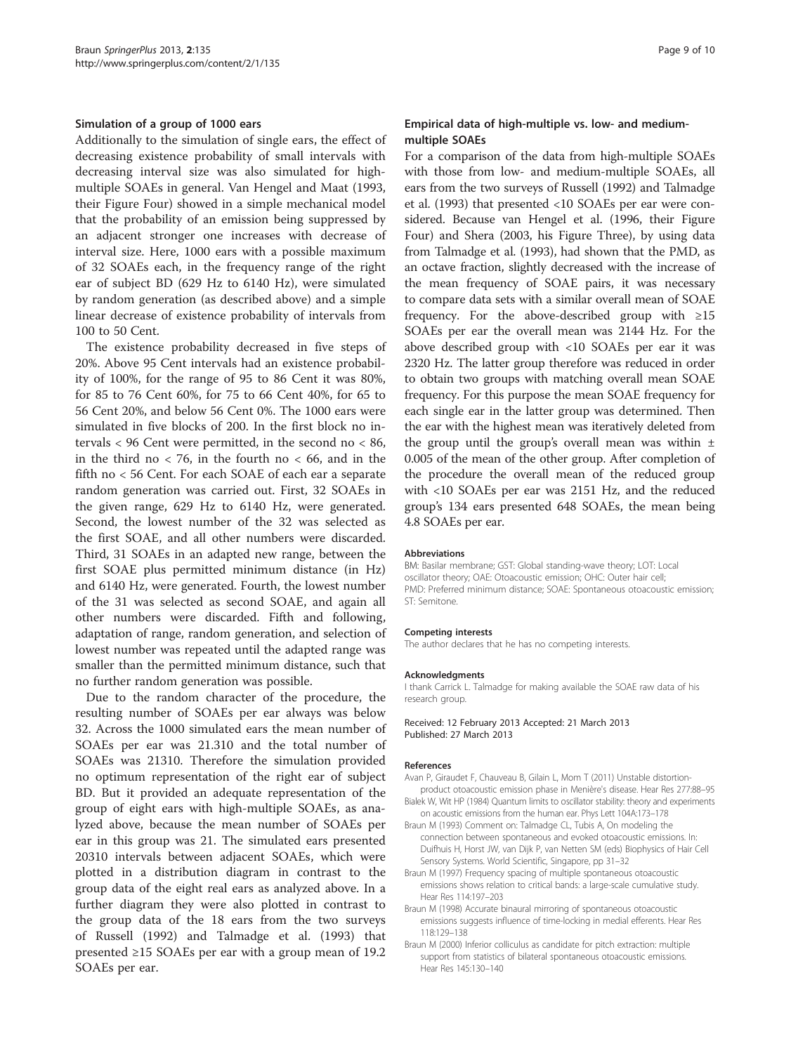### Simulation of a group of 1000 ears

Additionally to the simulation of single ears, the effect of decreasing existence probability of small intervals with decreasing interval size was also simulated for high-multiple SOAEs in general. Van Hengel and Maat (1993, their Figure Four) showed in a simple mechanical model that the probability of an emission being suppressed by an adjacent stronger one increases with decrease of interval size. Here, 1000 ears with a possible maximum of 32 SOAEs each, in the frequency range of the right ear of subject BD (629 Hz to 6140 Hz), were simulated by random generation (as described above) and a simple linear decrease of existence probability of intervals from 100 to 50 Cent.

The existence probability decreased in five steps of 20%. Above 95 Cent intervals had an existence probability of 100%, for the range of 95 to 86 Cent it was 80%, for 85 to 76 Cent 60%, for 75 to 66 Cent 40%, for 65 to 56 Cent 20%, and below 56 Cent 0%. The 1000 ears were simulated in five blocks of 200. In the first block no intervals < 96 Cent were permitted, in the second no < 86, in the third no < 76, in the fourth no < 66, and in the fifth no < 56 Cent. For each SOAE of each ear a separate random generation was carried out. First, 32 SOAEs in the given range, 629 Hz to 6140 Hz, were generated. Second, the lowest number of the 32 was selected as the first SOAE, and all other numbers were discarded. Third, 31 SOAEs in an adapted new range, between the first SOAE plus permitted minimum distance (in Hz) and 6140 Hz, were generated. Fourth, the lowest number of the 31 was selected as second SOAE, and again all other numbers were discarded. Fifth and following, adaptation of range, random generation, and selection of lowest number was repeated until the adapted range was smaller than the permitted minimum distance, such that no further random generation was possible.

Due to the random character of the procedure, the resulting number of SOAEs per ear always was below 32. Across the 1000 simulated ears the mean number of SOAEs per ear was 21.310 and the total number of SOAEs was 21310. Therefore the simulation provided no optimum representation of the right ear of subject BD. But it provided an adequate representation of the group of eight ears with high-multiple SOAEs, as analyzed above, because the mean number of SOAEs per ear in this group was 21. The simulated ears presented 20310 intervals between adjacent SOAEs, which were plotted in a distribution diagram in contrast to the group data of the eight real ears as analyzed above. In a further diagram they were also plotted in contrast to the group data of the 18 ears from the two surveys of Russell (1992) and Talmadge et al. (1993) that presented ≥15 SOAEs per ear with a group mean of 19.2 SOAEs per ear.

### Empirical data of high-multiple vs. low- and medium-multiple SOAEs

For a comparison of the data from high-multiple SOAEs with those from low- and medium-multiple SOAEs, all ears from the two surveys of Russell (1992) and Talmadge et al. (1993) that presented <10 SOAEs per ear were considered. Because van Hengel et al. (1996, their Figure Four) and Shera (2003, his Figure Three), by using data from Talmadge et al. (1993), had shown that the PMD, as an octave fraction, slightly decreased with the increase of the mean frequency of SOAE pairs, it was necessary to compare data sets with a similar overall mean of SOAE frequency. For the above-described group with ≥15 SOAEs per ear the overall mean was 2144 Hz. For the above described group with <10 SOAEs per ear it was 2320 Hz. The latter group therefore was reduced in order to obtain two groups with matching overall mean SOAE frequency. For this purpose the mean SOAE frequency for each single ear in the latter group was determined. Then the ear with the highest mean was iteratively deleted from the group until the group's overall mean was within ± 0.005 of the mean of the other group. After completion of the procedure the overall mean of the reduced group with <10 SOAEs per ear was 2151 Hz, and the reduced group's 134 ears presented 648 SOAEs, the mean being 4.8 SOAEs per ear.

#### Abbreviations

BM: Basilar membrane; GST: Global standing-wave theory; LOT: Local oscillator theory; OAE: Otoacoustic emission; OHC: Outer hair cell; PMD: Preferred minimum distance; SOAE: Spontaneous otoacoustic emission; ST: Semitone.

#### Competing interests

The author declares that he has no competing interests.

#### Acknowledgments

I thank Carrick L. Talmadge for making available the SOAE raw data of his research group.

Received: 12 February 2013 Accepted: 21 March 2013
Published: 27 March 2013

#### References

- Avan P, Giraudet F, Chauveau B, Gilain L, Mom T (2011) Unstable distortion-product otoacoustic emission phase in Menière's disease. Hear Res 277:88–95
- Bialek W, Wit HP (1984) Quantum limits to oscillator stability: theory and experiments on acoustic emissions from the human ear. Phys Lett 104A:173–178
- Braun M (1993) Comment on: Talmadge CL, Tubis A, On modeling the connection between spontaneous and evoked otoacoustic emissions. In: Duifhuis H, Horst JW, van Dijk P, van Netten SM (eds) Biophysics of Hair Cell Sensory Systems. World Scientific, Singapore, pp 31–32
- Braun M (1997) Frequency spacing of multiple spontaneous otoacoustic emissions shows relation to critical bands: a large-scale cumulative study. Hear Res 114:197–203
- Braun M (1998) Accurate binaural mirroring of spontaneous otoacoustic emissions suggests influence of time-locking in medial efferents. Hear Res 118:129–138
- Braun M (2000) Inferior colliculus as candidate for pitch extraction: multiple support from statistics of bilateral spontaneous otoacoustic emissions. Hear Res 145:130–140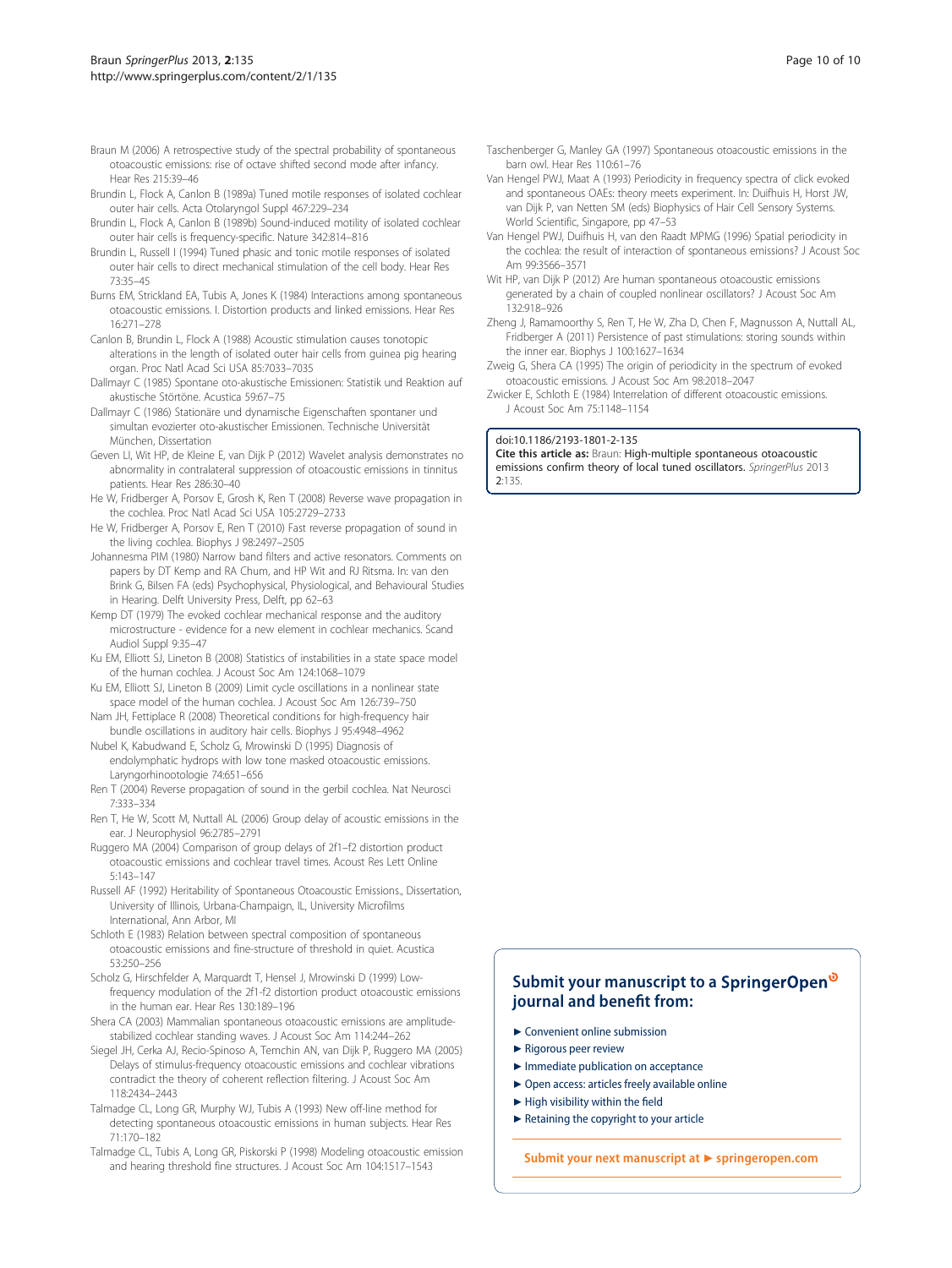Braun M (2006) A retrospective study of the spectral probability of spontaneous otoacoustic emissions: rise of octave shifted second mode after infancy. Hear Res 215:39–46

Brundin L, Flock A, Canlon B (1989a) Tuned motile responses of isolated cochlear outer hair cells. Acta Otolaryngol Suppl 467:229–234

Brundin L, Flock A, Canlon B (1989b) Sound-induced motility of isolated cochlear outer hair cells is frequency-specific. Nature 342:814–816

Brundin L, Russell I (1994) Tuned phasic and tonic motile responses of isolated outer hair cells to direct mechanical stimulation of the cell body. Hear Res 73:35–45

Burns EM, Strickland EA, Tubis A, Jones K (1984) Interactions among spontaneous otoacoustic emissions. I. Distortion products and linked emissions. Hear Res 16:271–278

Canlon B, Brundin L, Flock A (1988) Acoustic stimulation causes tonotopic alterations in the length of isolated outer hair cells from guinea pig hearing organ. Proc Natl Acad Sci USA 85:7033–7035

Dallmayr C (1985) Spontane oto-akustische Emissionen: Statistik und Reaktion auf akustische Störtöne. Acustica 59:67–75

Dallmayr C (1986) Stationäre und dynamische Eigenschaften spontaner und simultan evozierter oto-akustischer Emissionen. Technische Universität München, Dissertation

Geven LI, Wit HP, de Kleine E, van Dijk P (2012) Wavelet analysis demonstrates no abnormality in contralateral suppression of otoacoustic emissions in tinnitus patients. Hear Res 286:30–40

He W, Fridberger A, Porsov E, Grosh K, Ren T (2008) Reverse wave propagation in the cochlea. Proc Natl Acad Sci USA 105:2729–2733

He W, Fridberger A, Porsov E, Ren T (2010) Fast reverse propagation of sound in the living cochlea. Biophys J 98:2497–2505

Johannesma PIM (1980) Narrow band filters and active resonators. Comments on papers by DT Kemp and RA Chum, and HP Wit and RJ Ritsma. In: van den Brink G, Bilsen FA (eds) Psychophysical, Physiological, and Behavioural Studies in Hearing. Delft University Press, Delft, pp 62–63

Kemp DT (1979) The evoked cochlear mechanical response and the auditory microstructure - evidence for a new element in cochlear mechanics. Scand Audiol Suppl 9:35–47

Ku EM, Elliott SJ, Lineton B (2008) Statistics of instabilities in a state space model of the human cochlea. J Acoust Soc Am 124:1068–1079

Ku EM, Elliott SJ, Lineton B (2009) Limit cycle oscillations in a nonlinear state space model of the human cochlea. J Acoust Soc Am 126:739–750

Nam JH, Fettiplace R (2008) Theoretical conditions for high-frequency hair bundle oscillations in auditory hair cells. Biophys J 95:4948–4962

Nubel K, Kabudwand E, Scholz G, Mrowinski D (1995) Diagnosis of endolymphatic hydrops with low tone masked otoacoustic emissions. Laryngorhinootologie 74:651–656

Ren T (2004) Reverse propagation of sound in the gerbil cochlea. Nat Neurosci 7:333–334

Ren T, He W, Scott M, Nuttall AL (2006) Group delay of acoustic emissions in the ear. J Neurophysiol 96:2785–2791

Ruggero MA (2004) Comparison of group delays of 2f1–f2 distortion product otoacoustic emissions and cochlear travel times. Acoust Res Lett Online 5:143–147

Russell AF (1992) Heritability of Spontaneous Otoacoustic Emissions., Dissertation, University of Illinois, Urbana-Champaign, IL, University Microfilms International, Ann Arbor, MI

Schloth E (1983) Relation between spectral composition of spontaneous otoacoustic emissions and fine-structure of threshold in quiet. Acustica 53:250–256

Scholz G, Hirschfelder A, Marquardt T, Hensel J, Mrowinski D (1999) Low-frequency modulation of the 2f1-f2 distortion product otoacoustic emissions in the human ear. Hear Res 130:189–196

Shera CA (2003) Mammalian spontaneous otoacoustic emissions are amplitude-stabilized cochlear standing waves. J Acoust Soc Am 114:244–262

Siegel JH, Cerka AJ, Recio-Spinoso A, Temchin AN, van Dijk P, Ruggero MA (2005) Delays of stimulus-frequency otoacoustic emissions and cochlear vibrations contradict the theory of coherent reflection filtering. J Acoust Soc Am 118:2434–2443

Talmadge CL, Long GR, Murphy WJ, Tubis A (1993) New off-line method for detecting spontaneous otoacoustic emissions in human subjects. Hear Res 71:170–182

Talmadge CL, Tubis A, Long GR, Piskorski P (1998) Modeling otoacoustic emission and hearing threshold fine structures. J Acoust Soc Am 104:1517–1543

Taschenberger G, Manley GA (1997) Spontaneous otoacoustic emissions in the barn owl. Hear Res 110:61–76

Van Hengel PWJ, Maat A (1993) Periodicity in frequency spectra of click evoked and spontaneous OAEs: theory meets experiment. In: Duifhuis H, Horst JW, van Dijk P, van Netten SM (eds) Biophysics of Hair Cell Sensory Systems. World Scientific, Singapore, pp 47–53

Van Hengel PWJ, Duifhuis H, van den Raadt MPMG (1996) Spatial periodicity in the cochlea: the result of interaction of spontaneous emissions? J Acoust Soc Am 99:3566–3571

Wit HP, van Dijk P (2012) Are human spontaneous otoacoustic emissions generated by a chain of coupled nonlinear oscillators? J Acoust Soc Am 132:918–926

Zheng J, Ramamoorthy S, Ren T, He W, Zha D, Chen F, Magnusson A, Nuttall AL, Fridberger A (2011) Persistence of past stimulations: storing sounds within the inner ear. Biophys J 100:1627–1634

Zweig G, Shera CA (1995) The origin of periodicity in the spectrum of evoked otoacoustic emissions. J Acoust Soc Am 98:2018–2047

Zwicker E, Schloth E (1984) Interrelation of different otoacoustic emissions. J Acoust Soc Am 75:1148–1154

doi:10.1186/2193-1801-2-135

**Cite this article as:** Braun: High-multiple spontaneous otoacoustic emissions confirm theory of local tuned oscillators. *SpringerPlus* 2013 **2**:135.

## Submit your manuscript to a SpringerOpen journal and benefit from:

- ► Convenient online submission
- ► Rigorous peer review
- ► Immediate publication on acceptance
- ► Open access: articles freely available online
- ► High visibility within the field
- ► Retaining the copyright to your article

**Submit your next manuscript at ► springeropen.com**